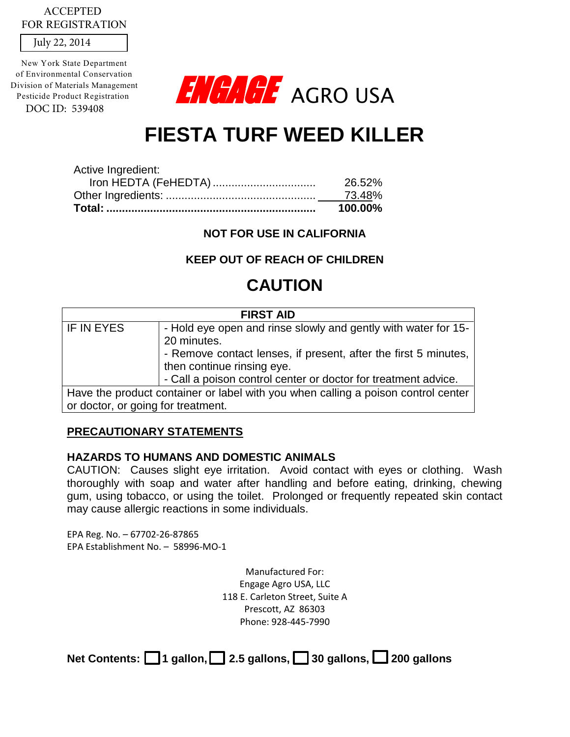ACCEPTED
FOR REGISTRATION

July 22, 2014

New York State Department
of Environmental Conservation
Division of Materials Management
Pesticide Product Registration
DOC ID: 539408

**ENGAGE** AGRO USA

# FIESTA TURF WEED KILLER

| Active Ingredient: | |
|---|---|
| Iron HEDTA (FeHEDTA) ................................ | 26.52% |
| Other Ingredients: ............................................... | 73.48% |
| **Total: .................................................................** | **100.00%** |

**NOT FOR USE IN CALIFORNIA**

**KEEP OUT OF REACH OF CHILDREN**

## CAUTION

| FIRST AID | |
|---|---|
| IF IN EYES | - Hold eye open and rinse slowly and gently with water for 15-20 minutes.<br>- Remove contact lenses, if present, after the first 5 minutes, then continue rinsing eye.<br>- Call a poison control center or doctor for treatment advice. |
| Have the product container or label with you when calling a poison control center or doctor, or going for treatment. | |

### PRECAUTIONARY STATEMENTS

**HAZARDS TO HUMANS AND DOMESTIC ANIMALS**

CAUTION: Causes slight eye irritation. Avoid contact with eyes or clothing. Wash thoroughly with soap and water after handling and before eating, drinking, chewing gum, using tobacco, or using the toilet. Prolonged or frequently repeated skin contact may cause allergic reactions in some individuals.

EPA Reg. No. – 67702-26-87865
EPA Establishment No. – 58996-MO-1

Manufactured For:
Engage Agro USA, LLC
118 E. Carleton Street, Suite A
Prescott, AZ 86303
Phone: 928-445-7990

**Net Contents: ☐ 1 gallon, ☐ 2.5 gallons, ☐ 30 gallons, ☐ 200 gallons**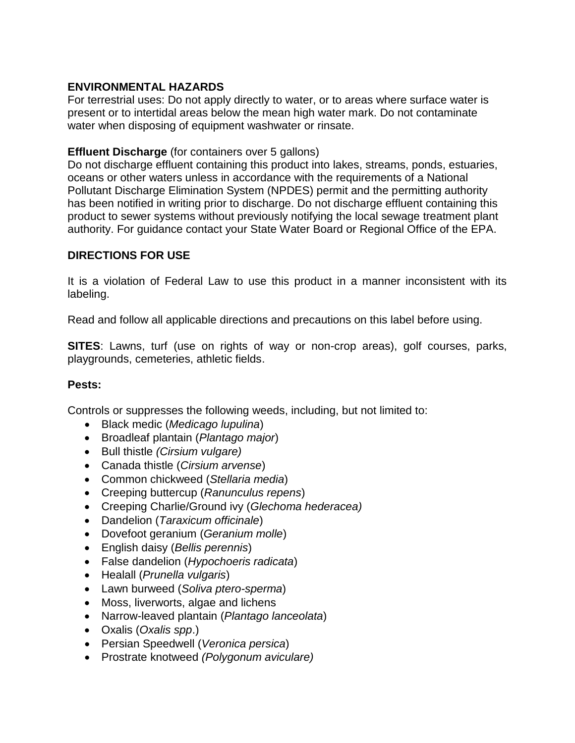## ENVIRONMENTAL HAZARDS

For terrestrial uses: Do not apply directly to water, or to areas where surface water is present or to intertidal areas below the mean high water mark. Do not contaminate water when disposing of equipment washwater or rinsate.

**Effluent Discharge** (for containers over 5 gallons)

Do not discharge effluent containing this product into lakes, streams, ponds, estuaries, oceans or other waters unless in accordance with the requirements of a National Pollutant Discharge Elimination System (NPDES) permit and the permitting authority has been notified in writing prior to discharge. Do not discharge effluent containing this product to sewer systems without previously notifying the local sewage treatment plant authority. For guidance contact your State Water Board or Regional Office of the EPA.

## DIRECTIONS FOR USE

It is a violation of Federal Law to use this product in a manner inconsistent with its labeling.

Read and follow all applicable directions and precautions on this label before using.

**SITES**: Lawns, turf (use on rights of way or non-crop areas), golf courses, parks, playgrounds, cemeteries, athletic fields.

**Pests:**

Controls or suppresses the following weeds, including, but not limited to:

- Black medic (*Medicago lupulina*)
- Broadleaf plantain (*Plantago major*)
- Bull thistle *(Cirsium vulgare)*
- Canada thistle (*Cirsium arvense*)
- Common chickweed (*Stellaria media*)
- Creeping buttercup (*Ranunculus repens*)
- Creeping Charlie/Ground ivy (*Glechoma hederacea)*
- Dandelion (*Taraxicum officinale*)
- Dovefoot geranium (*Geranium molle*)
- English daisy (*Bellis perennis*)
- False dandelion (*Hypochoeris radicata*)
- Healall (*Prunella vulgaris*)
- Lawn burweed (*Soliva ptero-sperma*)
- Moss, liverworts, algae and lichens
- Narrow-leaved plantain (*Plantago lanceolata*)
- Oxalis (*Oxalis spp*.)
- Persian Speedwell (*Veronica persica*)
- Prostrate knotweed *(Polygonum aviculare)*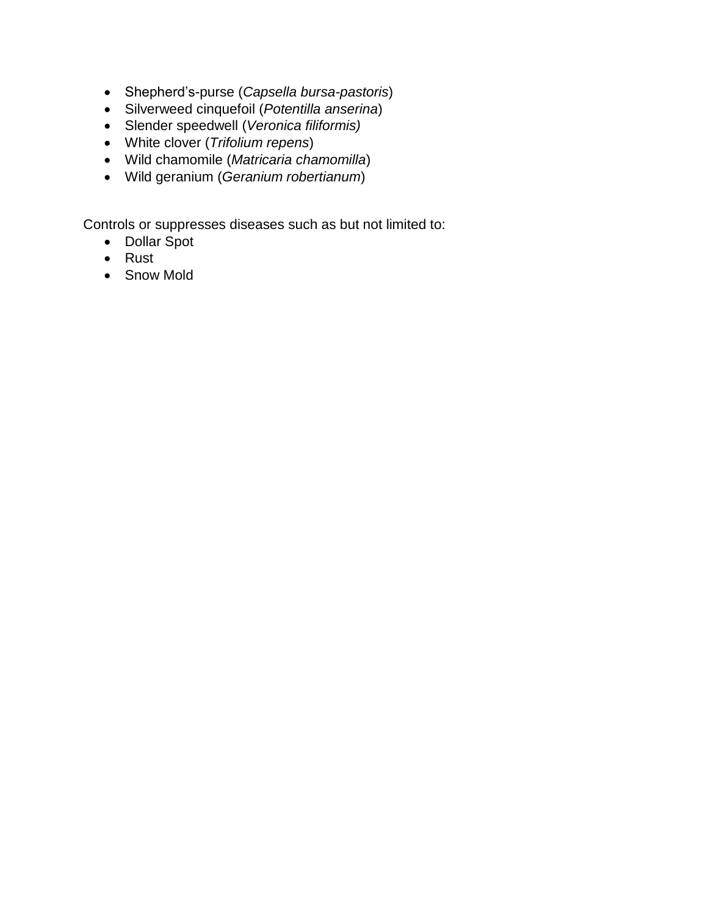- Shepherd's-purse (*Capsella bursa-pastoris*)
- Silverweed cinquefoil (*Potentilla anserina*)
- Slender speedwell (*Veronica filiformis)*
- White clover (*Trifolium repens*)
- Wild chamomile (*Matricaria chamomilla*)
- Wild geranium (*Geranium robertianum*)

Controls or suppresses diseases such as but not limited to:

- Dollar Spot
- Rust
- Snow Mold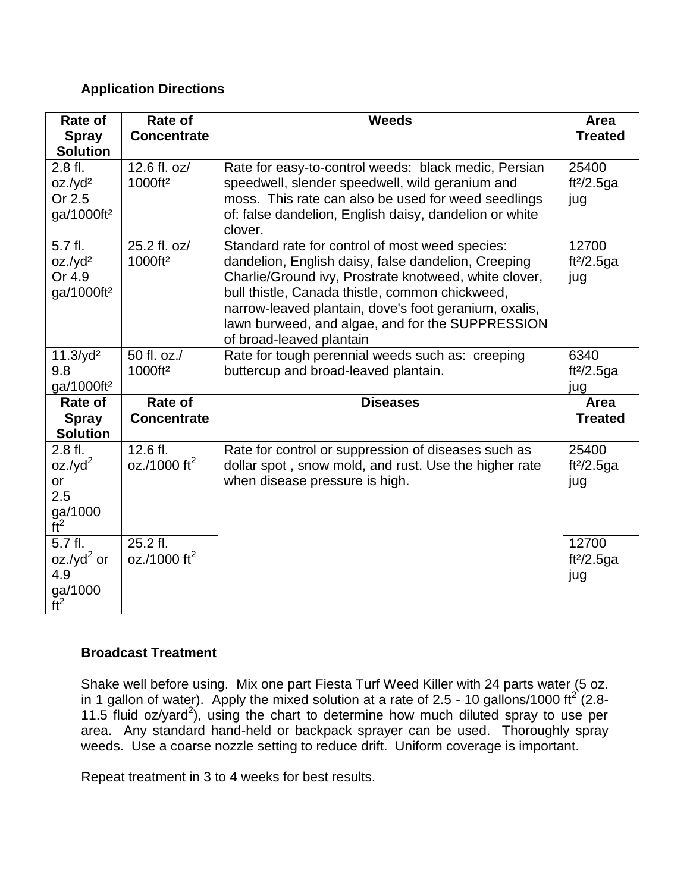**Application Directions**

| Rate of Spray Solution | Rate of Concentrate | Weeds | Area Treated |
|---|---|---|---|
| 2.8 fl. oz./yd² Or 2.5 ga/1000ft² | 12.6 fl. oz/ 1000ft² | Rate for easy-to-control weeds: black medic, Persian speedwell, slender speedwell, wild geranium and moss. This rate can also be used for weed seedlings of: false dandelion, English daisy, dandelion or white clover. | 25400 ft²/2.5ga jug |
| 5.7 fl. oz./yd² Or 4.9 ga/1000ft² | 25.2 fl. oz/ 1000ft² | Standard rate for control of most weed species: dandelion, English daisy, false dandelion, Creeping Charlie/Ground ivy, Prostrate knotweed, white clover, bull thistle, Canada thistle, common chickweed, narrow-leaved plantain, dove's foot geranium, oxalis, lawn burweed, and algae, and for the SUPPRESSION of broad-leaved plantain | 12700 ft²/2.5ga jug |
| 11.3/yd² 9.8 ga/1000ft² | 50 fl. oz./ 1000ft² | Rate for tough perennial weeds such as: creeping buttercup and broad-leaved plantain. | 6340 ft²/2.5ga jug |
| **Rate of Spray Solution** | **Rate of Concentrate** | **Diseases** | **Area Treated** |
| 2.8 fl. oz./yd² or 2.5 ga/1000 ft² | 12.6 fl. oz./1000 ft² | Rate for control or suppression of diseases such as dollar spot , snow mold, and rust. Use the higher rate when disease pressure is high. | 25400 ft²/2.5ga jug |
| 5.7 fl. oz./yd² or 4.9 ga/1000 ft² | 25.2 fl. oz./1000 ft² | | 12700 ft²/2.5ga jug |

**Broadcast Treatment**

Shake well before using. Mix one part Fiesta Turf Weed Killer with 24 parts water (5 oz. in 1 gallon of water). Apply the mixed solution at a rate of 2.5 - 10 gallons/1000 ft² (2.8-11.5 fluid oz/yard²), using the chart to determine how much diluted spray to use per area. Any standard hand-held or backpack sprayer can be used. Thoroughly spray weeds. Use a coarse nozzle setting to reduce drift. Uniform coverage is important.

Repeat treatment in 3 to 4 weeks for best results.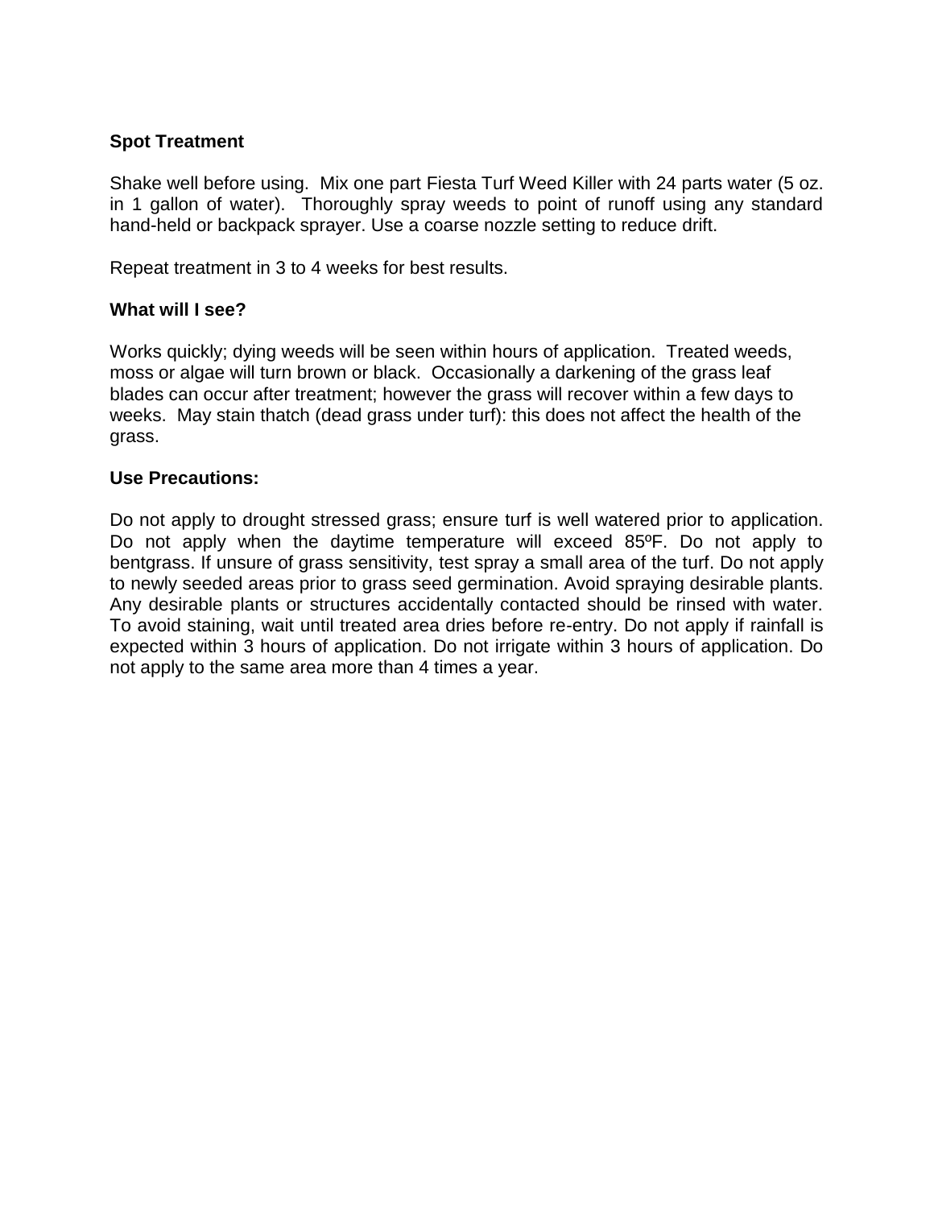**Spot Treatment**

Shake well before using. Mix one part Fiesta Turf Weed Killer with 24 parts water (5 oz. in 1 gallon of water). Thoroughly spray weeds to point of runoff using any standard hand-held or backpack sprayer. Use a coarse nozzle setting to reduce drift.

Repeat treatment in 3 to 4 weeks for best results.

**What will I see?**

Works quickly; dying weeds will be seen within hours of application. Treated weeds, moss or algae will turn brown or black. Occasionally a darkening of the grass leaf blades can occur after treatment; however the grass will recover within a few days to weeks. May stain thatch (dead grass under turf): this does not affect the health of the grass.

**Use Precautions:**

Do not apply to drought stressed grass; ensure turf is well watered prior to application. Do not apply when the daytime temperature will exceed 85ºF. Do not apply to bentgrass. If unsure of grass sensitivity, test spray a small area of the turf. Do not apply to newly seeded areas prior to grass seed germination. Avoid spraying desirable plants. Any desirable plants or structures accidentally contacted should be rinsed with water. To avoid staining, wait until treated area dries before re-entry. Do not apply if rainfall is expected within 3 hours of application. Do not irrigate within 3 hours of application. Do not apply to the same area more than 4 times a year.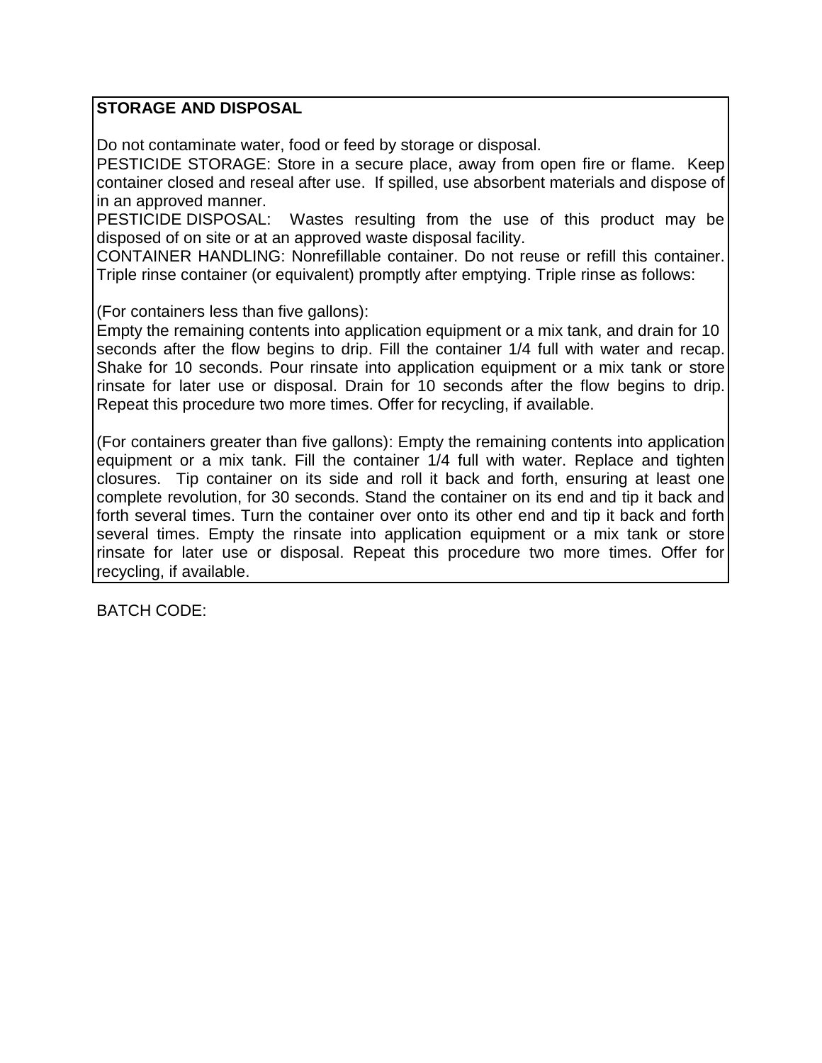**STORAGE AND DISPOSAL**

Do not contaminate water, food or feed by storage or disposal.

PESTICIDE STORAGE: Store in a secure place, away from open fire or flame. Keep container closed and reseal after use. If spilled, use absorbent materials and dispose of in an approved manner.

PESTICIDE DISPOSAL: Wastes resulting from the use of this product may be disposed of on site or at an approved waste disposal facility.

CONTAINER HANDLING: Nonrefillable container. Do not reuse or refill this container. Triple rinse container (or equivalent) promptly after emptying. Triple rinse as follows:

(For containers less than five gallons):
Empty the remaining contents into application equipment or a mix tank, and drain for 10 seconds after the flow begins to drip. Fill the container 1/4 full with water and recap. Shake for 10 seconds. Pour rinsate into application equipment or a mix tank or store rinsate for later use or disposal. Drain for 10 seconds after the flow begins to drip. Repeat this procedure two more times. Offer for recycling, if available.

(For containers greater than five gallons): Empty the remaining contents into application equipment or a mix tank. Fill the container 1/4 full with water. Replace and tighten closures. Tip container on its side and roll it back and forth, ensuring at least one complete revolution, for 30 seconds. Stand the container on its end and tip it back and forth several times. Turn the container over onto its other end and tip it back and forth several times. Empty the rinsate into application equipment or a mix tank or store rinsate for later use or disposal. Repeat this procedure two more times. Offer for recycling, if available.

BATCH CODE: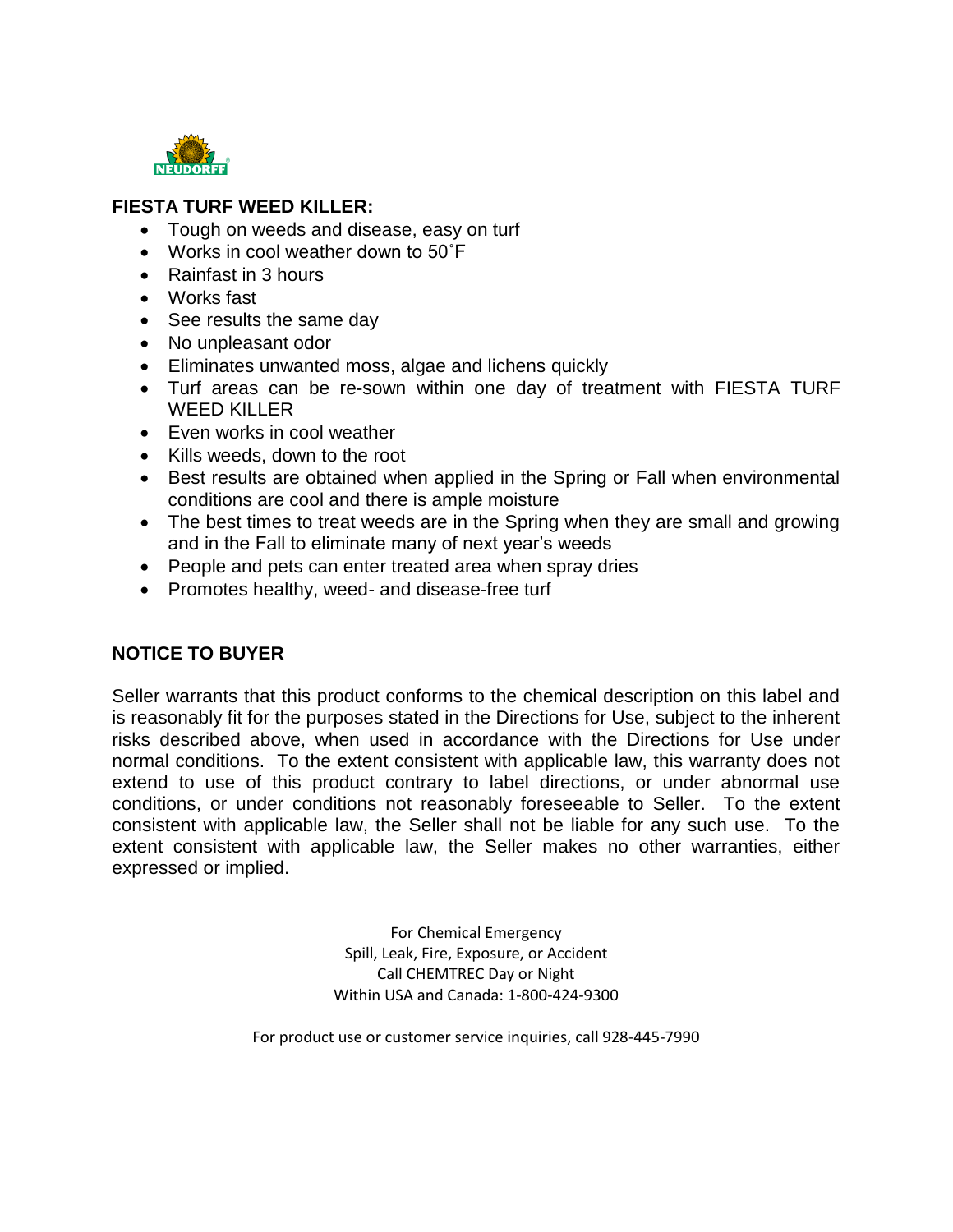NEUDORFF

**FIESTA TURF WEED KILLER:**

- Tough on weeds and disease, easy on turf
- Works in cool weather down to 50˚F
- Rainfast in 3 hours
- Works fast
- See results the same day
- No unpleasant odor
- Eliminates unwanted moss, algae and lichens quickly
- Turf areas can be re-sown within one day of treatment with FIESTA TURF WEED KILLER
- Even works in cool weather
- Kills weeds, down to the root
- Best results are obtained when applied in the Spring or Fall when environmental conditions are cool and there is ample moisture
- The best times to treat weeds are in the Spring when they are small and growing and in the Fall to eliminate many of next year's weeds
- People and pets can enter treated area when spray dries
- Promotes healthy, weed- and disease-free turf

**NOTICE TO BUYER**

Seller warrants that this product conforms to the chemical description on this label and is reasonably fit for the purposes stated in the Directions for Use, subject to the inherent risks described above, when used in accordance with the Directions for Use under normal conditions. To the extent consistent with applicable law, this warranty does not extend to use of this product contrary to label directions, or under abnormal use conditions, or under conditions not reasonably foreseeable to Seller. To the extent consistent with applicable law, the Seller shall not be liable for any such use. To the extent consistent with applicable law, the Seller makes no other warranties, either expressed or implied.

For Chemical Emergency
Spill, Leak, Fire, Exposure, or Accident
Call CHEMTREC Day or Night
Within USA and Canada: 1-800-424-9300

For product use or customer service inquiries, call 928-445-7990